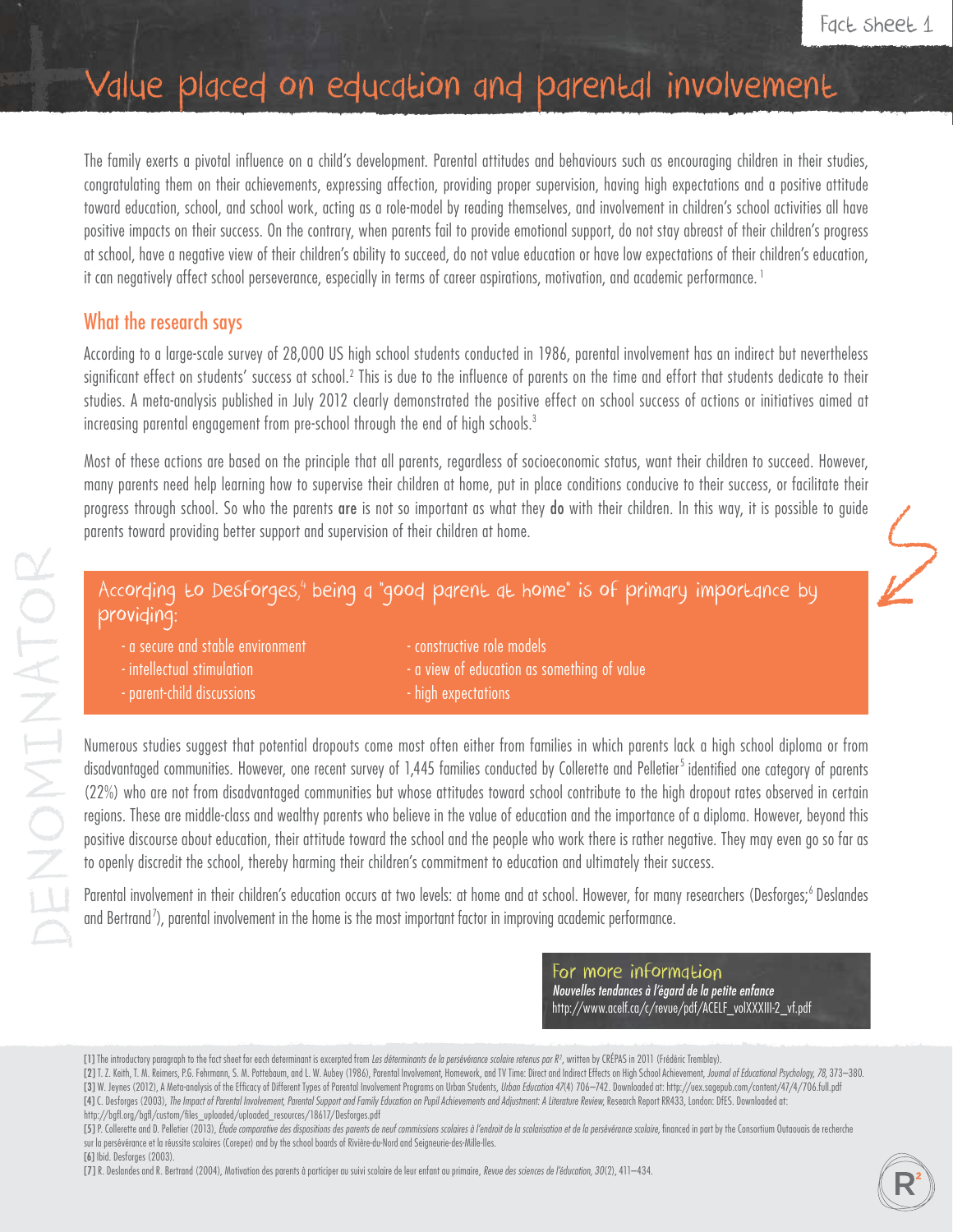# Value placed on education and parental involvement

The family exerts a pivotal influence on a child's development. Parental attitudes and behaviours such as encouraging children in their studies, congratulating them on their achievements, expressing affection, providing proper supervision, having high expectations and a positive attitude toward education, school, and school work, acting as a role-model by reading themselves, and involvement in children's school activities all have positive impacts on their success. On the contrary, when parents fail to provide emotional support, do not stay abreast of their children's progress at school, have a negative view of their children's ability to succeed, do not value education or have low expectations of their children's education, it can negatively affect school perseverance, especially in terms of career aspirations, motivation, and academic performance. [1]

## What the research says

According to a large-scale survey of 28,000 US high school students conducted in 1986, parental involvement has an indirect but nevertheless significant effect on students' success at school.[2] This is due to the influence of parents on the time and effort that students dedicate to their studies. A meta-analysis published in July 2012 clearly demonstrated the positive effect on school success of actions or initiatives aimed at increasing parental engagement from pre-school through the end of high schools.[3]

Most of these actions are based on the principle that all parents, regardless of socioeconomic status, want their children to succeed. However, many parents need help learning how to supervise their children at home, put in place conditions conducive to their success, or facilitate their progress through school. So who the parents **are** is not so important as what they **do** with their children. In this way, it is possible to guide parents toward providing better support and supervision of their children at home.

### According to Desforges,[4] being a "good parent at home" is of primary importance by providing:

- a secure and stable environment
- intellectual stimulation
- parent-child discussions
- constructive role models
- a view of education as something of value
- high expectations

Numerous studies suggest that potential dropouts come most often either from families in which parents lack a high school diploma or from disadvantaged communities. However, one recent survey of 1,445 families conducted by Collerette and Pelletier[5] identified one category of parents (22%) who are not from disadvantaged communities but whose attitudes toward school contribute to the high dropout rates observed in certain regions. These are middle-class and wealthy parents who believe in the value of education and the importance of a diploma. However, beyond this positive discourse about education, their attitude toward the school and the people who work there is rather negative. They may even go so far as to openly discredit the school, thereby harming their children's commitment to education and ultimately their success.

Parental involvement in their children's education occurs at two levels: at home and at school. However, for many researchers (Desforges;[6] Deslandes and Bertrand[7]), parental involvement in the home is the most important factor in improving academic performance.

### For more information

*Nouvelles tendances à l'égard de la petite enfance*
http://www.acelf.ca/c/revue/pdf/ACELF_volXXXIII-2_vf.pdf

[1] The introductory paragraph to the fact sheet for each determinant is excerpted from *Les déterminants de la persévérance scolaire retenus par R²*, written by CRÉPAS in 2011 (Frédéric Tremblay).
[2] T. Z. Keith, T. M. Reimers, P.G. Fehrmann, S. M. Pottebaum, and L. W. Aubey (1986), Parental Involvement, Homework, and TV Time: Direct and Indirect Effects on High School Achievement, *Journal of Educational Psychology, 78*, 373–380.
[3] W. Jeynes (2012), A Meta-analysis of the Efficacy of Different Types of Parental Involvement Programs on Urban Students, *Urban Education 47*(4) 706–742. Downloaded at: http://uex.sagepub.com/content/47/4/706.full.pdf
[4] C. Desforges (2003), *The Impact of Parental Involvement, Parental Support and Family Education on Pupil Achievements and Adjustment: A Literature Review*, Research Report RR433, London: DfES. Downloaded at: http://bgfl.org/bgfl/custom/files_uploaded/uploaded_resources/18617/Desforges.pdf
[5] P. Collerette and D. Pelletier (2013), *Étude comparative des dispositions des parents de neuf commissions scolaires à l'endroit de la scolarisation et de la persévérance scolaire*, financed in part by the Consortium Outaouais de recherche sur la persévérance et la réussite scolaires (Coreper) and by the school boards of Rivière-du-Nord and Seigneurie-des-Mille-Îles.
[6] Ibid. Desforges (2003).
[7] R. Deslandes and R. Bertrand (2004), Motivation des parents à participer au suivi scolaire de leur enfant au primaire, *Revue des sciences de l'éducation, 30*(2), 411–434.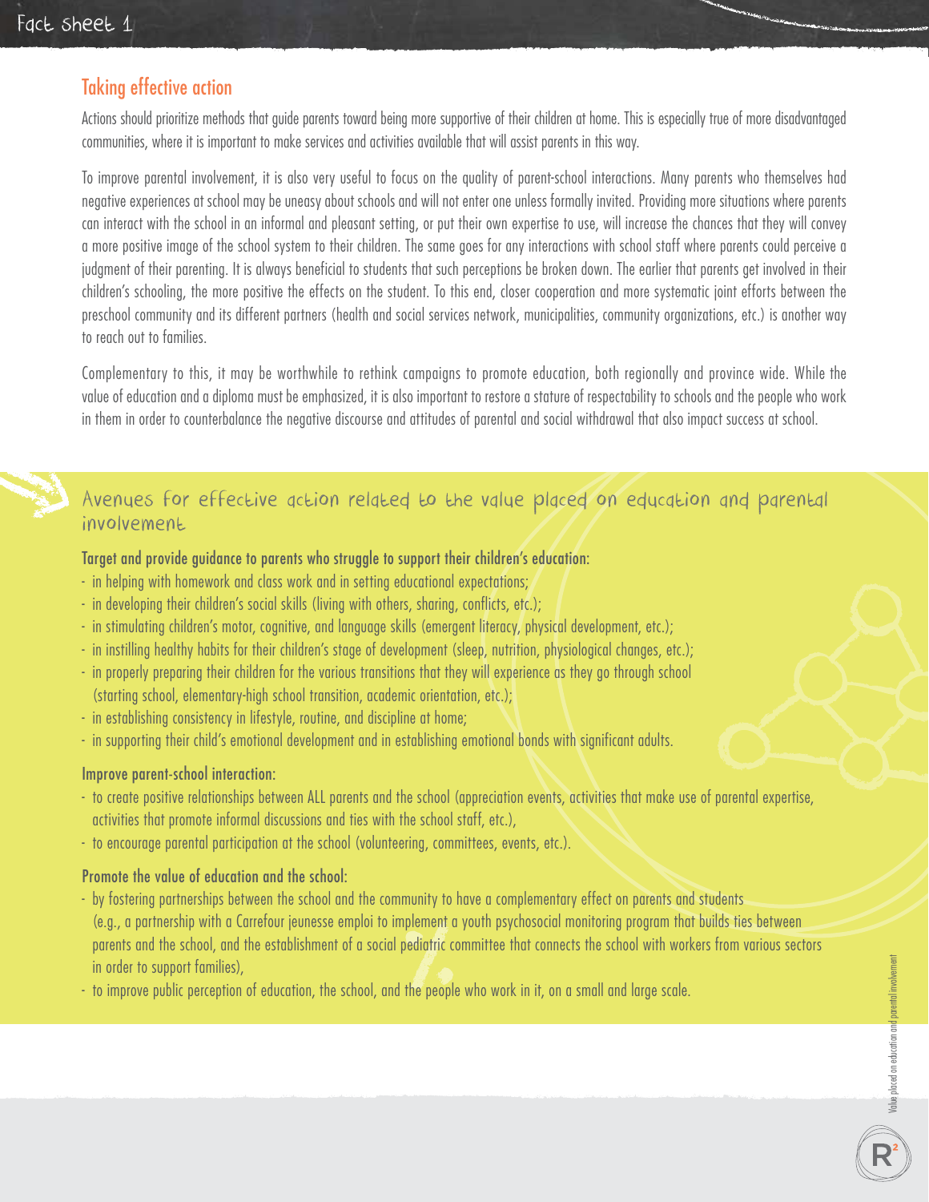## Taking effective action

Actions should prioritize methods that guide parents toward being more supportive of their children at home. This is especially true of more disadvantaged communities, where it is important to make services and activities available that will assist parents in this way.

To improve parental involvement, it is also very useful to focus on the quality of parent-school interactions. Many parents who themselves had negative experiences at school may be uneasy about schools and will not enter one unless formally invited. Providing more situations where parents can interact with the school in an informal and pleasant setting, or put their own expertise to use, will increase the chances that they will convey a more positive image of the school system to their children. The same goes for any interactions with school staff where parents could perceive a judgment of their parenting. It is always beneficial to students that such perceptions be broken down. The earlier that parents get involved in their children's schooling, the more positive the effects on the student. To this end, closer cooperation and more systematic joint efforts between the preschool community and its different partners (health and social services network, municipalities, community organizations, etc.) is another way to reach out to families.

Complementary to this, it may be worthwhile to rethink campaigns to promote education, both regionally and province wide. While the value of education and a diploma must be emphasized, it is also important to restore a stature of respectability to schools and the people who work in them in order to counterbalance the negative discourse and attitudes of parental and social withdrawal that also impact success at school.

## Avenues for effective action related to the value placed on education and parental involvement

### Target and provide guidance to parents who struggle to support their children's education:

- in helping with homework and class work and in setting educational expectations;
- in developing their children's social skills (living with others, sharing, conflicts, etc.);
- in stimulating children's motor, cognitive, and language skills (emergent literacy, physical development, etc.);
- in instilling healthy habits for their children's stage of development (sleep, nutrition, physiological changes, etc.);
- in properly preparing their children for the various transitions that they will experience as they go through school (starting school, elementary-high school transition, academic orientation, etc.);
- in establishing consistency in lifestyle, routine, and discipline at home;
- in supporting their child's emotional development and in establishing emotional bonds with significant adults.

### Improve parent-school interaction:

- to create positive relationships between ALL parents and the school (appreciation events, activities that make use of parental expertise, activities that promote informal discussions and ties with the school staff, etc.),
- to encourage parental participation at the school (volunteering, committees, events, etc.).

### Promote the value of education and the school:

- by fostering partnerships between the school and the community to have a complementary effect on parents and students (e.g., a partnership with a Carrefour jeunesse emploi to implement a youth psychosocial monitoring program that builds ties between parents and the school, and the establishment of a social pediatric committee that connects the school with workers from various sectors in order to support families),
- to improve public perception of education, the school, and the people who work in it, on a small and large scale.